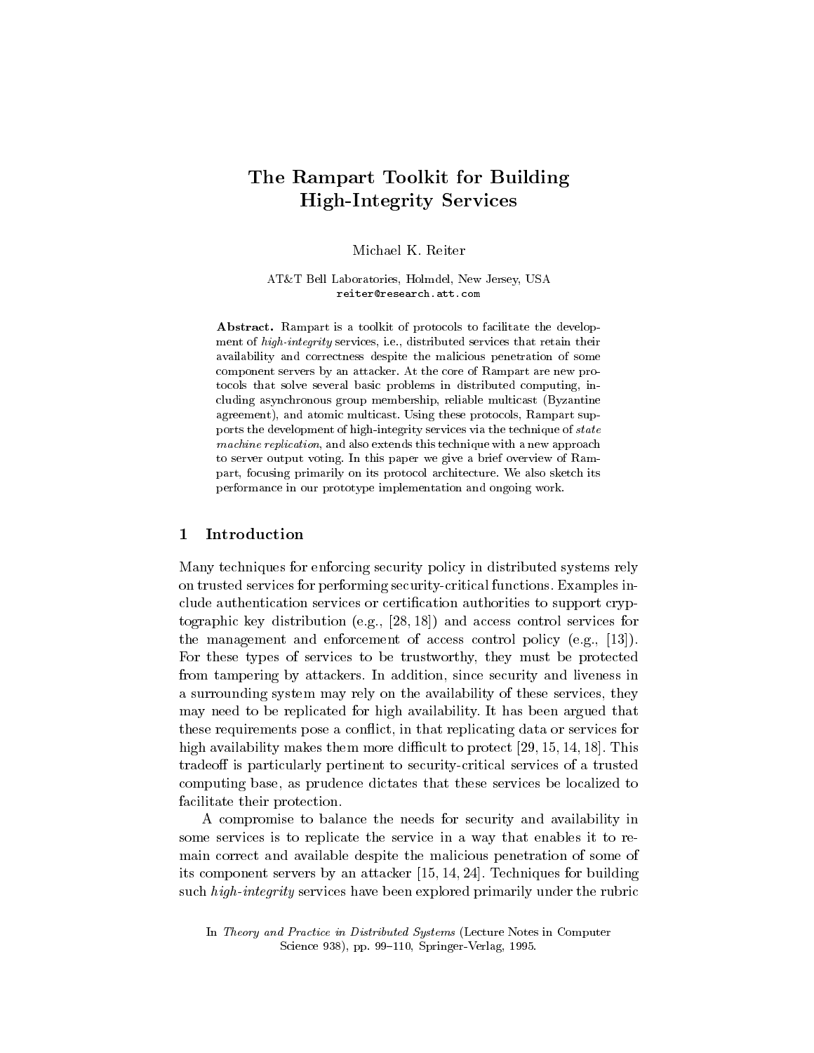# The Rampart Toolkit for Building High-Integrity Services

Michael K. Reiter

AT&T Bell Laboratories, Holmdel, New Jersey, USA
reiter@research.att.com

**Abstract.** Rampart is a toolkit of protocols to facilitate the development of *high-integrity* services, i.e., distributed services that retain their availability and correctness despite the malicious penetration of some component servers by an attacker. At the core of Rampart are new protocols that solve several basic problems in distributed computing, including asynchronous group membership, reliable multicast (Byzantine agreement), and atomic multicast. Using these protocols, Rampart supports the development of high-integrity services via the technique of *state machine replication*, and also extends this technique with a new approach to server output voting. In this paper we give a brief overview of Rampart, focusing primarily on its protocol architecture. We also sketch its performance in our prototype implementation and ongoing work.

## 1 Introduction

Many techniques for enforcing security policy in distributed systems rely on trusted services for performing security-critical functions. Examples include authentication services or certification authorities to support cryptographic key distribution (e.g., [28, 18]) and access control services for the management and enforcement of access control policy (e.g., [13]). For these types of services to be trustworthy, they must be protected from tampering by attackers. In addition, since security and liveness in a surrounding system may rely on the availability of these services, they may need to be replicated for high availability. It has been argued that these requirements pose a conflict, in that replicating data or services for high availability makes them more difficult to protect [29, 15, 14, 18]. This tradeoff is particularly pertinent to security-critical services of a trusted computing base, as prudence dictates that these services be localized to facilitate their protection.

A compromise to balance the needs for security and availability in some services is to replicate the service in a way that enables it to remain correct and available despite the malicious penetration of some of its component servers by an attacker [15, 14, 24]. Techniques for building such *high-integrity* services have been explored primarily under the rubric

In *Theory and Practice in Distributed Systems* (Lecture Notes in Computer Science 938), pp. 99–110, Springer-Verlag, 1995.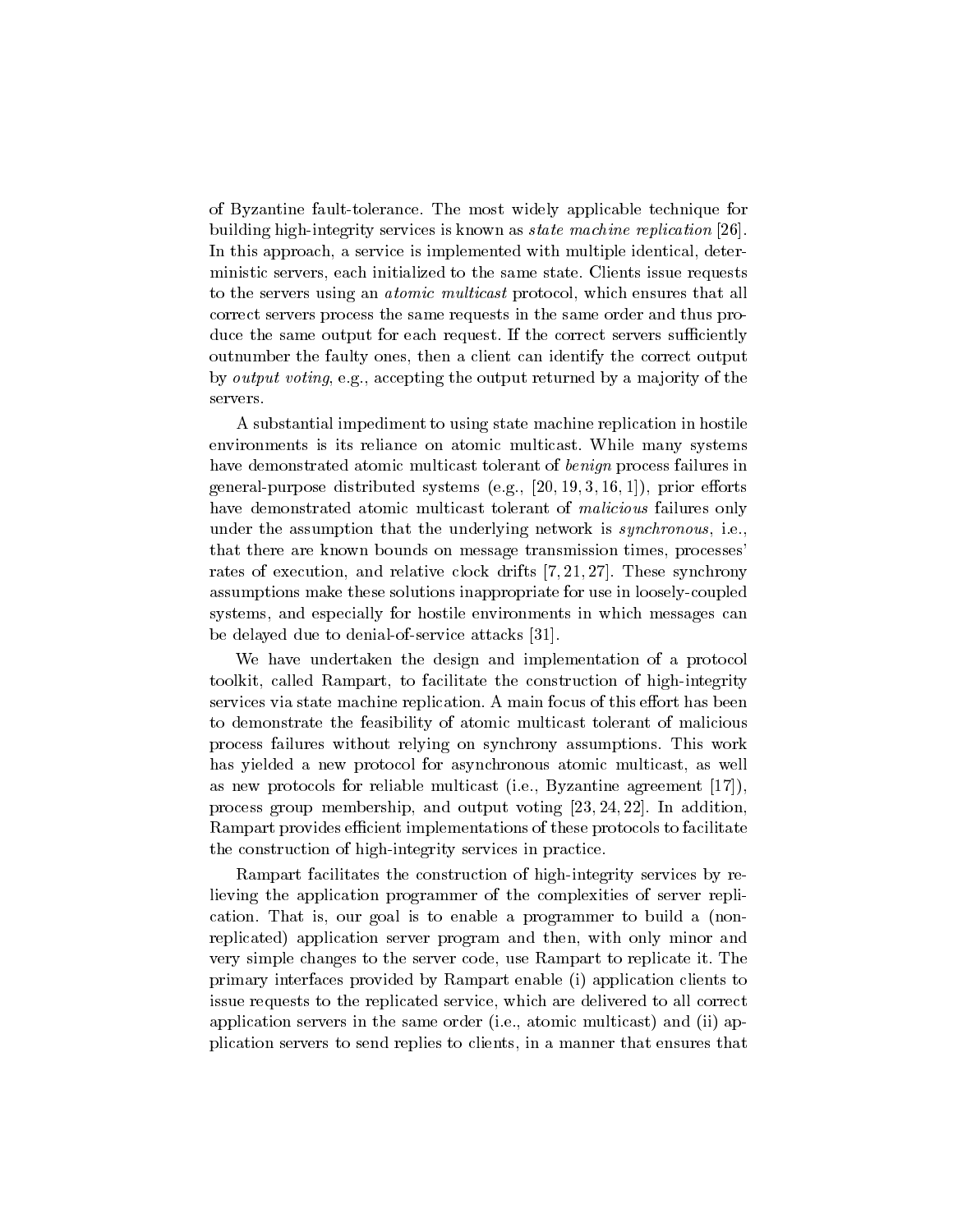of Byzantine fault-tolerance. The most widely applicable technique for building high-integrity services is known as *state machine replication* [26]. In this approach, a service is implemented with multiple identical, deterministic servers, each initialized to the same state. Clients issue requests to the servers using an *atomic multicast* protocol, which ensures that all correct servers process the same requests in the same order and thus produce the same output for each request. If the correct servers sufficiently outnumber the faulty ones, then a client can identify the correct output by *output voting*, e.g., accepting the output returned by a majority of the servers.

A substantial impediment to using state machine replication in hostile environments is its reliance on atomic multicast. While many systems have demonstrated atomic multicast tolerant of *benign* process failures in general-purpose distributed systems (e.g., [20, 19, 3, 16, 1]), prior efforts have demonstrated atomic multicast tolerant of *malicious* failures only under the assumption that the underlying network is *synchronous*, i.e., that there are known bounds on message transmission times, processes' rates of execution, and relative clock drifts [7, 21, 27]. These synchrony assumptions make these solutions inappropriate for use in loosely-coupled systems, and especially for hostile environments in which messages can be delayed due to denial-of-service attacks [31].

We have undertaken the design and implementation of a protocol toolkit, called Rampart, to facilitate the construction of high-integrity services via state machine replication. A main focus of this effort has been to demonstrate the feasibility of atomic multicast tolerant of malicious process failures without relying on synchrony assumptions. This work has yielded a new protocol for asynchronous atomic multicast, as well as new protocols for reliable multicast (i.e., Byzantine agreement [17]), process group membership, and output voting [23, 24, 22]. In addition, Rampart provides efficient implementations of these protocols to facilitate the construction of high-integrity services in practice.

Rampart facilitates the construction of high-integrity services by relieving the application programmer of the complexities of server replication. That is, our goal is to enable a programmer to build a (non-replicated) application server program and then, with only minor and very simple changes to the server code, use Rampart to replicate it. The primary interfaces provided by Rampart enable (i) application clients to issue requests to the replicated service, which are delivered to all correct application servers in the same order (i.e., atomic multicast) and (ii) application servers to send replies to clients, in a manner that ensures that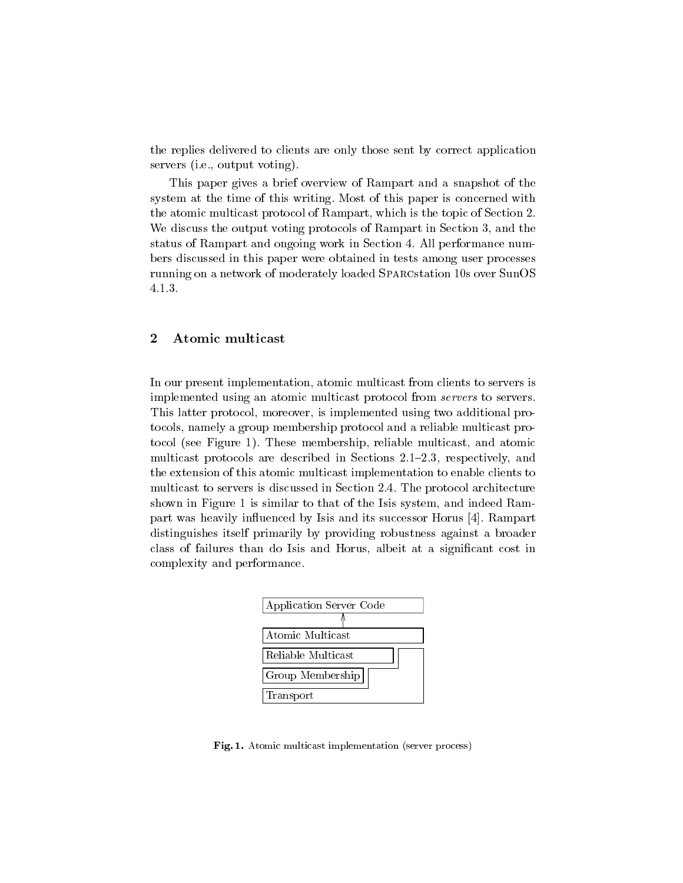the replies delivered to clients are only those sent by correct application servers (i.e., output voting).

This paper gives a brief overview of Rampart and a snapshot of the system at the time of this writing. Most of this paper is concerned with the atomic multicast protocol of Rampart, which is the topic of Section 2. We discuss the output voting protocols of Rampart in Section 3, and the status of Rampart and ongoing work in Section 4. All performance numbers discussed in this paper were obtained in tests among user processes running on a network of moderately loaded SPARCstation 10s over SunOS 4.1.3.

## 2 Atomic multicast

In our present implementation, atomic multicast from clients to servers is implemented using an atomic multicast protocol from *servers* to servers. This latter protocol, moreover, is implemented using two additional protocols, namely a group membership protocol and a reliable multicast protocol (see Figure 1). These membership, reliable multicast, and atomic multicast protocols are described in Sections 2.1–2.3, respectively, and the extension of this atomic multicast implementation to enable clients to multicast to servers is discussed in Section 2.4. The protocol architecture shown in Figure 1 is similar to that of the Isis system, and indeed Rampart was heavily influenced by Isis and its successor Horus [4]. Rampart distinguishes itself primarily by providing robustness against a broader class of failures than do Isis and Horus, albeit at a significant cost in complexity and performance.

**Fig. 1.** Atomic multicast implementation (server process)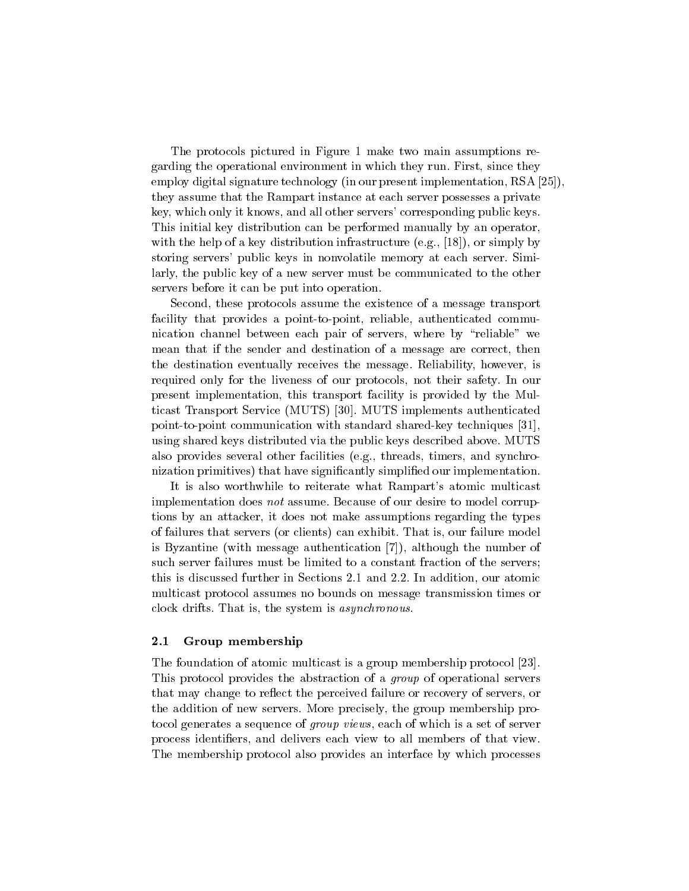The protocols pictured in Figure 1 make two main assumptions regarding the operational environment in which they run. First, since they employ digital signature technology (in our present implementation, RSA [25]), they assume that the Rampart instance at each server possesses a private key, which only it knows, and all other servers' corresponding public keys. This initial key distribution can be performed manually by an operator, with the help of a key distribution infrastructure (e.g., [18]), or simply by storing servers' public keys in nonvolatile memory at each server. Similarly, the public key of a new server must be communicated to the other servers before it can be put into operation.

Second, these protocols assume the existence of a message transport facility that provides a point-to-point, reliable, authenticated communication channel between each pair of servers, where by "reliable" we mean that if the sender and destination of a message are correct, then the destination eventually receives the message. Reliability, however, is required only for the liveness of our protocols, not their safety. In our present implementation, this transport facility is provided by the Multicast Transport Service (MUTS) [30]. MUTS implements authenticated point-to-point communication with standard shared-key techniques [31], using shared keys distributed via the public keys described above. MUTS also provides several other facilities (e.g., threads, timers, and synchronization primitives) that have significantly simplified our implementation.

It is also worthwhile to reiterate what Rampart's atomic multicast implementation does *not* assume. Because of our desire to model corruptions by an attacker, it does not make assumptions regarding the types of failures that servers (or clients) can exhibit. That is, our failure model is Byzantine (with message authentication [7]), although the number of such server failures must be limited to a constant fraction of the servers; this is discussed further in Sections 2.1 and 2.2. In addition, our atomic multicast protocol assumes no bounds on message transmission times or clock drifts. That is, the system is *asynchronous*.

### 2.1 Group membership

The foundation of atomic multicast is a group membership protocol [23]. This protocol provides the abstraction of a *group* of operational servers that may change to reflect the perceived failure or recovery of servers, or the addition of new servers. More precisely, the group membership protocol generates a sequence of *group views*, each of which is a set of server process identifiers, and delivers each view to all members of that view. The membership protocol also provides an interface by which processes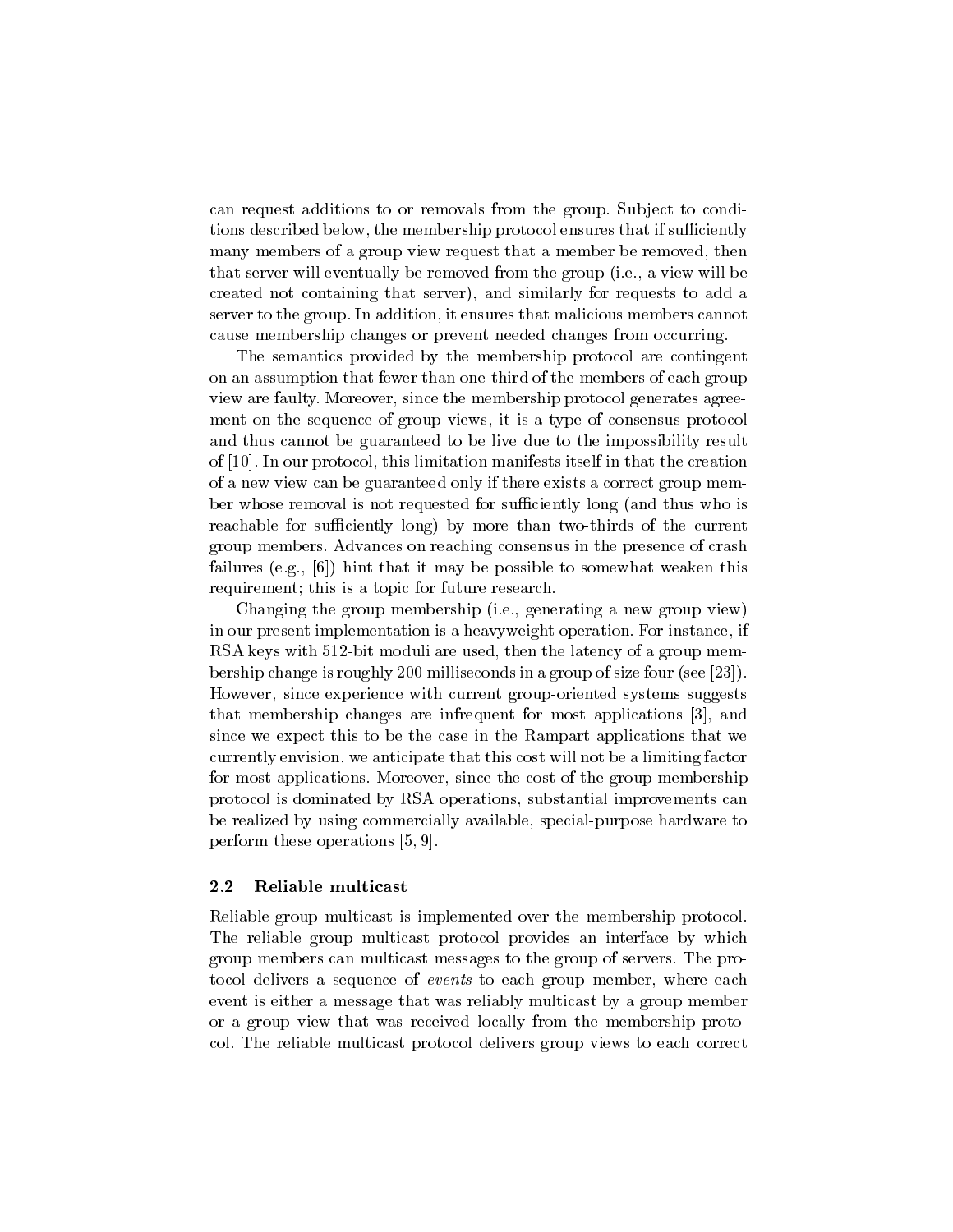can request additions to or removals from the group. Subject to conditions described below, the membership protocol ensures that if sufficiently many members of a group view request that a member be removed, then that server will eventually be removed from the group (i.e., a view will be created not containing that server), and similarly for requests to add a server to the group. In addition, it ensures that malicious members cannot cause membership changes or prevent needed changes from occurring.

The semantics provided by the membership protocol are contingent on an assumption that fewer than one-third of the members of each group view are faulty. Moreover, since the membership protocol generates agreement on the sequence of group views, it is a type of consensus protocol and thus cannot be guaranteed to be live due to the impossibility result of [10]. In our protocol, this limitation manifests itself in that the creation of a new view can be guaranteed only if there exists a correct group member whose removal is not requested for sufficiently long (and thus who is reachable for sufficiently long) by more than two-thirds of the current group members. Advances on reaching consensus in the presence of crash failures (e.g., [6]) hint that it may be possible to somewhat weaken this requirement; this is a topic for future research.

Changing the group membership (i.e., generating a new group view) in our present implementation is a heavyweight operation. For instance, if RSA keys with 512-bit moduli are used, then the latency of a group membership change is roughly 200 milliseconds in a group of size four (see [23]). However, since experience with current group-oriented systems suggests that membership changes are infrequent for most applications [3], and since we expect this to be the case in the Rampart applications that we currently envision, we anticipate that this cost will not be a limiting factor for most applications. Moreover, since the cost of the group membership protocol is dominated by RSA operations, substantial improvements can be realized by using commercially available, special-purpose hardware to perform these operations [5, 9].

### 2.2 Reliable multicast

Reliable group multicast is implemented over the membership protocol. The reliable group multicast protocol provides an interface by which group members can multicast messages to the group of servers. The protocol delivers a sequence of *events* to each group member, where each event is either a message that was reliably multicast by a group member or a group view that was received locally from the membership protocol. The reliable multicast protocol delivers group views to each correct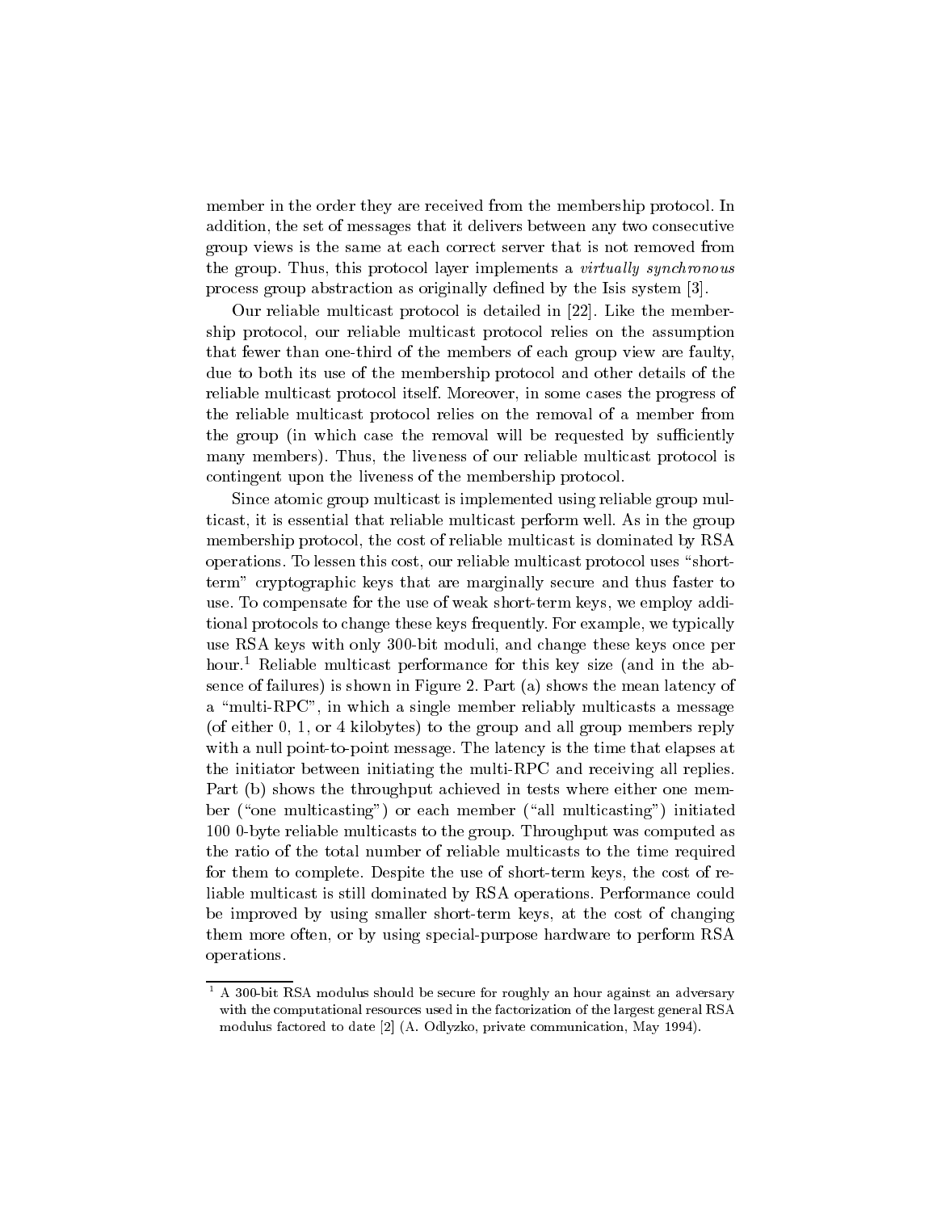member in the order they are received from the membership protocol. In addition, the set of messages that it delivers between any two consecutive group views is the same at each correct server that is not removed from the group. Thus, this protocol layer implements a *virtually synchronous* process group abstraction as originally defined by the Isis system [3].

Our reliable multicast protocol is detailed in [22]. Like the membership protocol, our reliable multicast protocol relies on the assumption that fewer than one-third of the members of each group view are faulty, due to both its use of the membership protocol and other details of the reliable multicast protocol itself. Moreover, in some cases the progress of the reliable multicast protocol relies on the removal of a member from the group (in which case the removal will be requested by sufficiently many members). Thus, the liveness of our reliable multicast protocol is contingent upon the liveness of the membership protocol.

Since atomic group multicast is implemented using reliable group multicast, it is essential that reliable multicast perform well. As in the group membership protocol, the cost of reliable multicast is dominated by RSA operations. To lessen this cost, our reliable multicast protocol uses "short-term" cryptographic keys that are marginally secure and thus faster to use. To compensate for the use of weak short-term keys, we employ additional protocols to change these keys frequently. For example, we typically use RSA keys with only 300-bit moduli, and change these keys once per hour.[1] Reliable multicast performance for this key size (and in the absence of failures) is shown in Figure 2. Part (a) shows the mean latency of a "multi-RPC", in which a single member reliably multicasts a message (of either 0, 1, or 4 kilobytes) to the group and all group members reply with a null point-to-point message. The latency is the time that elapses at the initiator between initiating the multi-RPC and receiving all replies. Part (b) shows the throughput achieved in tests where either one member ("one multicasting") or each member ("all multicasting") initiated 100 0-byte reliable multicasts to the group. Throughput was computed as the ratio of the total number of reliable multicasts to the time required for them to complete. Despite the use of short-term keys, the cost of reliable multicast is still dominated by RSA operations. Performance could be improved by using smaller short-term keys, at the cost of changing them more often, or by using special-purpose hardware to perform RSA operations.

---

[1] A 300-bit RSA modulus should be secure for roughly an hour against an adversary with the computational resources used in the factorization of the largest general RSA modulus factored to date [2] (A. Odlyzko, private communication, May 1994).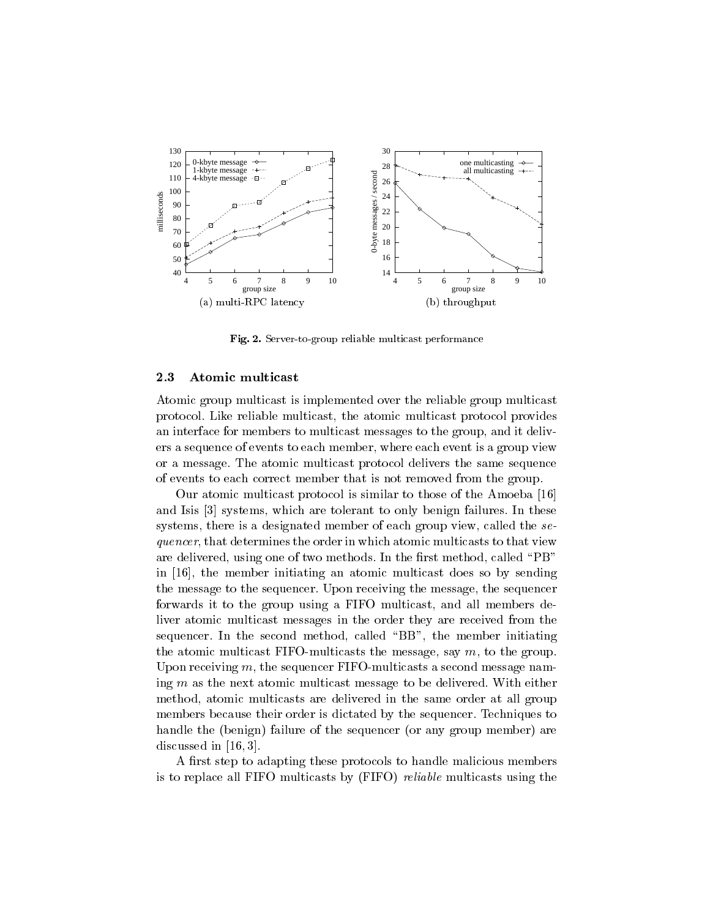(a) multi-RPC latency

(b) throughput

**Fig. 2.** Server-to-group reliable multicast performance

### 2.3 Atomic multicast

Atomic group multicast is implemented over the reliable group multicast protocol. Like reliable multicast, the atomic multicast protocol provides an interface for members to multicast messages to the group, and it delivers a sequence of events to each member, where each event is a group view or a message. The atomic multicast protocol delivers the same sequence of events to each correct member that is not removed from the group.

Our atomic multicast protocol is similar to those of the Amoeba [16] and Isis [3] systems, which are tolerant to only benign failures. In these systems, there is a designated member of each group view, called the *sequencer*, that determines the order in which atomic multicasts to that view are delivered, using one of two methods. In the first method, called "PB" in [16], the member initiating an atomic multicast does so by sending the message to the sequencer. Upon receiving the message, the sequencer forwards it to the group using a FIFO multicast, and all members deliver atomic multicast messages in the order they are received from the sequencer. In the second method, called "BB", the member initiating the atomic multicast FIFO-multicasts the message, say $m$, to the group. Upon receiving $m$, the sequencer FIFO-multicasts a second message naming $m$ as the next atomic multicast message to be delivered. With either method, atomic multicasts are delivered in the same order at all group members because their order is dictated by the sequencer. Techniques to handle the (benign) failure of the sequencer (or any group member) are discussed in [16, 3].

A first step to adapting these protocols to handle malicious members is to replace all FIFO multicasts by (FIFO) *reliable* multicasts using the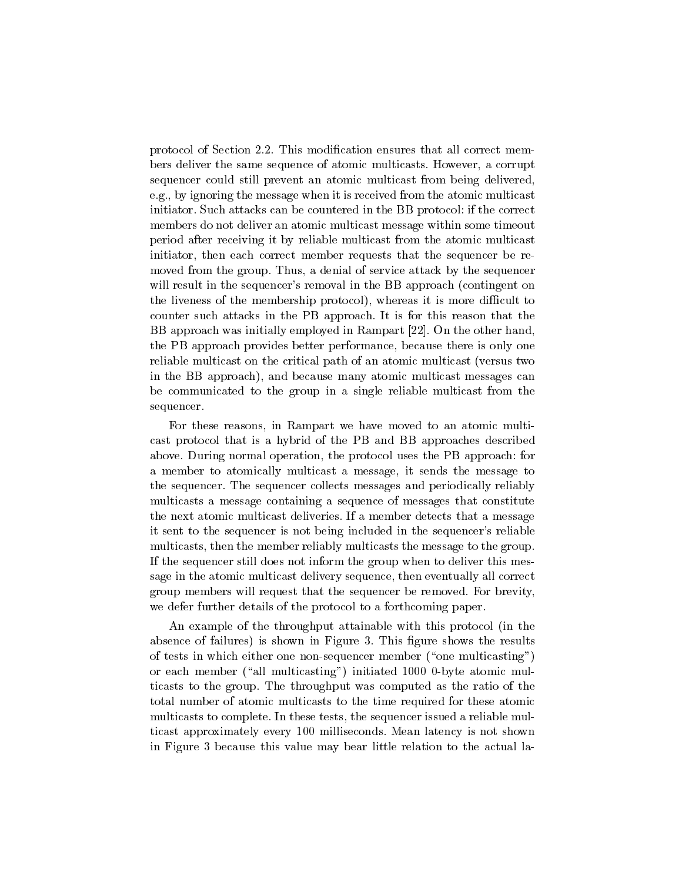protocol of Section 2.2. This modification ensures that all correct members deliver the same sequence of atomic multicasts. However, a corrupt sequencer could still prevent an atomic multicast from being delivered, e.g., by ignoring the message when it is received from the atomic multicast initiator. Such attacks can be countered in the BB protocol: if the correct members do not deliver an atomic multicast message within some timeout period after receiving it by reliable multicast from the atomic multicast initiator, then each correct member requests that the sequencer be removed from the group. Thus, a denial of service attack by the sequencer will result in the sequencer's removal in the BB approach (contingent on the liveness of the membership protocol), whereas it is more difficult to counter such attacks in the PB approach. It is for this reason that the BB approach was initially employed in Rampart [22]. On the other hand, the PB approach provides better performance, because there is only one reliable multicast on the critical path of an atomic multicast (versus two in the BB approach), and because many atomic multicast messages can be communicated to the group in a single reliable multicast from the sequencer.

For these reasons, in Rampart we have moved to an atomic multicast protocol that is a hybrid of the PB and BB approaches described above. During normal operation, the protocol uses the PB approach: for a member to atomically multicast a message, it sends the message to the sequencer. The sequencer collects messages and periodically reliably multicasts a message containing a sequence of messages that constitute the next atomic multicast deliveries. If a member detects that a message it sent to the sequencer is not being included in the sequencer's reliable multicasts, then the member reliably multicasts the message to the group. If the sequencer still does not inform the group when to deliver this message in the atomic multicast delivery sequence, then eventually all correct group members will request that the sequencer be removed. For brevity, we defer further details of the protocol to a forthcoming paper.

An example of the throughput attainable with this protocol (in the absence of failures) is shown in Figure 3. This figure shows the results of tests in which either one non-sequencer member ("one multicasting") or each member ("all multicasting") initiated 1000 0-byte atomic multicasts to the group. The throughput was computed as the ratio of the total number of atomic multicasts to the time required for these atomic multicasts to complete. In these tests, the sequencer issued a reliable multicast approximately every 100 milliseconds. Mean latency is not shown in Figure 3 because this value may bear little relation to the actual la-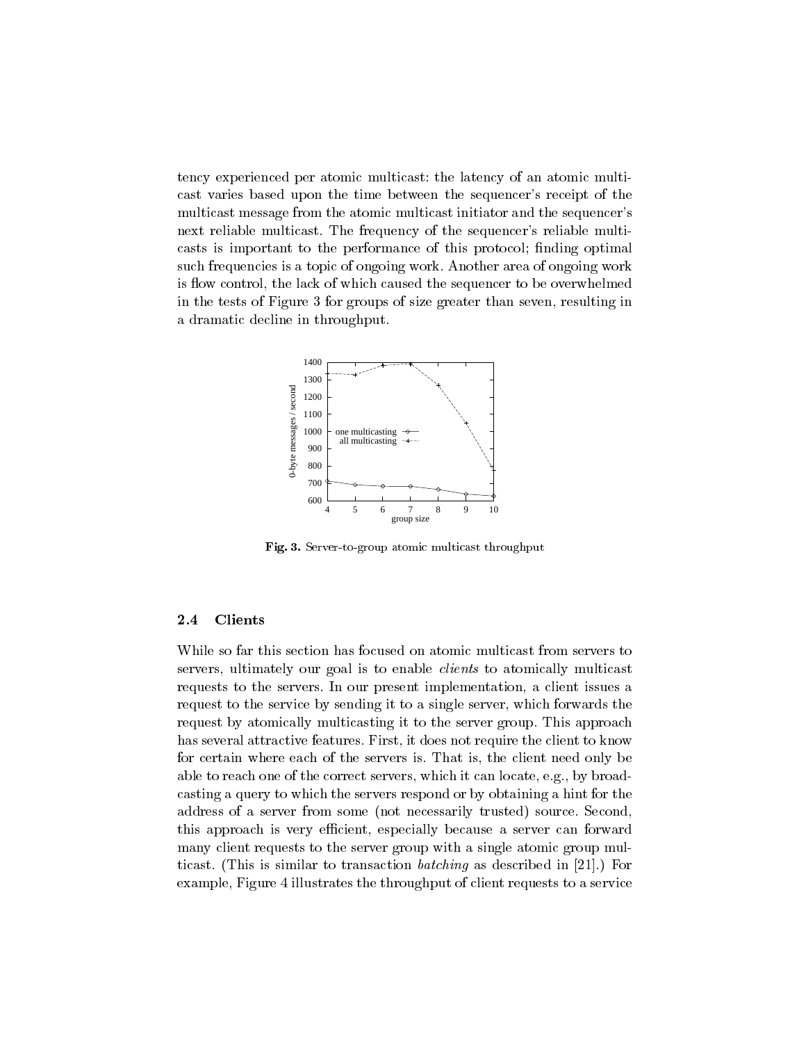tency experienced per atomic multicast: the latency of an atomic multicast varies based upon the time between the sequencer's receipt of the multicast message from the atomic multicast initiator and the sequencer's next reliable multicast. The frequency of the sequencer's reliable multicasts is important to the performance of this protocol; finding optimal such frequencies is a topic of ongoing work. Another area of ongoing work is flow control, the lack of which caused the sequencer to be overwhelmed in the tests of Figure 3 for groups of size greater than seven, resulting in a dramatic decline in throughput.

**Fig. 3.** Server-to-group atomic multicast throughput

### 2.4 Clients

While so far this section has focused on atomic multicast from servers to servers, ultimately our goal is to enable *clients* to atomically multicast requests to the servers. In our present implementation, a client issues a request to the service by sending it to a single server, which forwards the request by atomically multicasting it to the server group. This approach has several attractive features. First, it does not require the client to know for certain where each of the servers is. That is, the client need only be able to reach one of the correct servers, which it can locate, e.g., by broadcasting a query to which the servers respond or by obtaining a hint for the address of a server from some (not necessarily trusted) source. Second, this approach is very efficient, especially because a server can forward many client requests to the server group with a single atomic group multicast. (This is similar to transaction *batching* as described in [21].) For example, Figure 4 illustrates the throughput of client requests to a service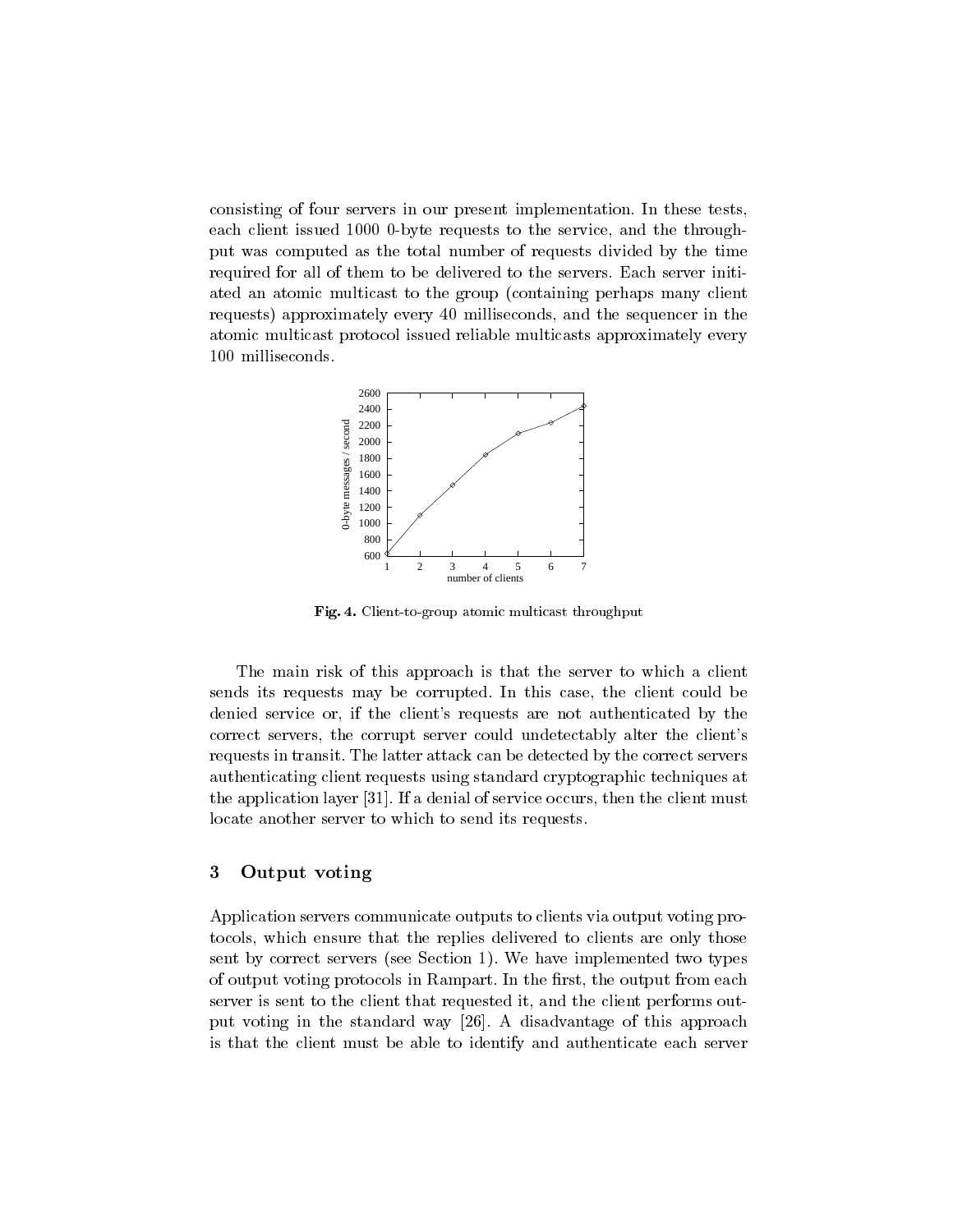consisting of four servers in our present implementation. In these tests, each client issued 1000 0-byte requests to the service, and the throughput was computed as the total number of requests divided by the time required for all of them to be delivered to the servers. Each server initiated an atomic multicast to the group (containing perhaps many client requests) approximately every 40 milliseconds, and the sequencer in the atomic multicast protocol issued reliable multicasts approximately every 100 milliseconds.

**Fig. 4.** Client-to-group atomic multicast throughput

The main risk of this approach is that the server to which a client sends its requests may be corrupted. In this case, the client could be denied service or, if the client's requests are not authenticated by the correct servers, the corrupt server could undetectably alter the client's requests in transit. The latter attack can be detected by the correct servers authenticating client requests using standard cryptographic techniques at the application layer [31]. If a denial of service occurs, then the client must locate another server to which to send its requests.

## 3 Output voting

Application servers communicate outputs to clients via output voting protocols, which ensure that the replies delivered to clients are only those sent by correct servers (see Section 1). We have implemented two types of output voting protocols in Rampart. In the first, the output from each server is sent to the client that requested it, and the client performs output voting in the standard way [26]. A disadvantage of this approach is that the client must be able to identify and authenticate each server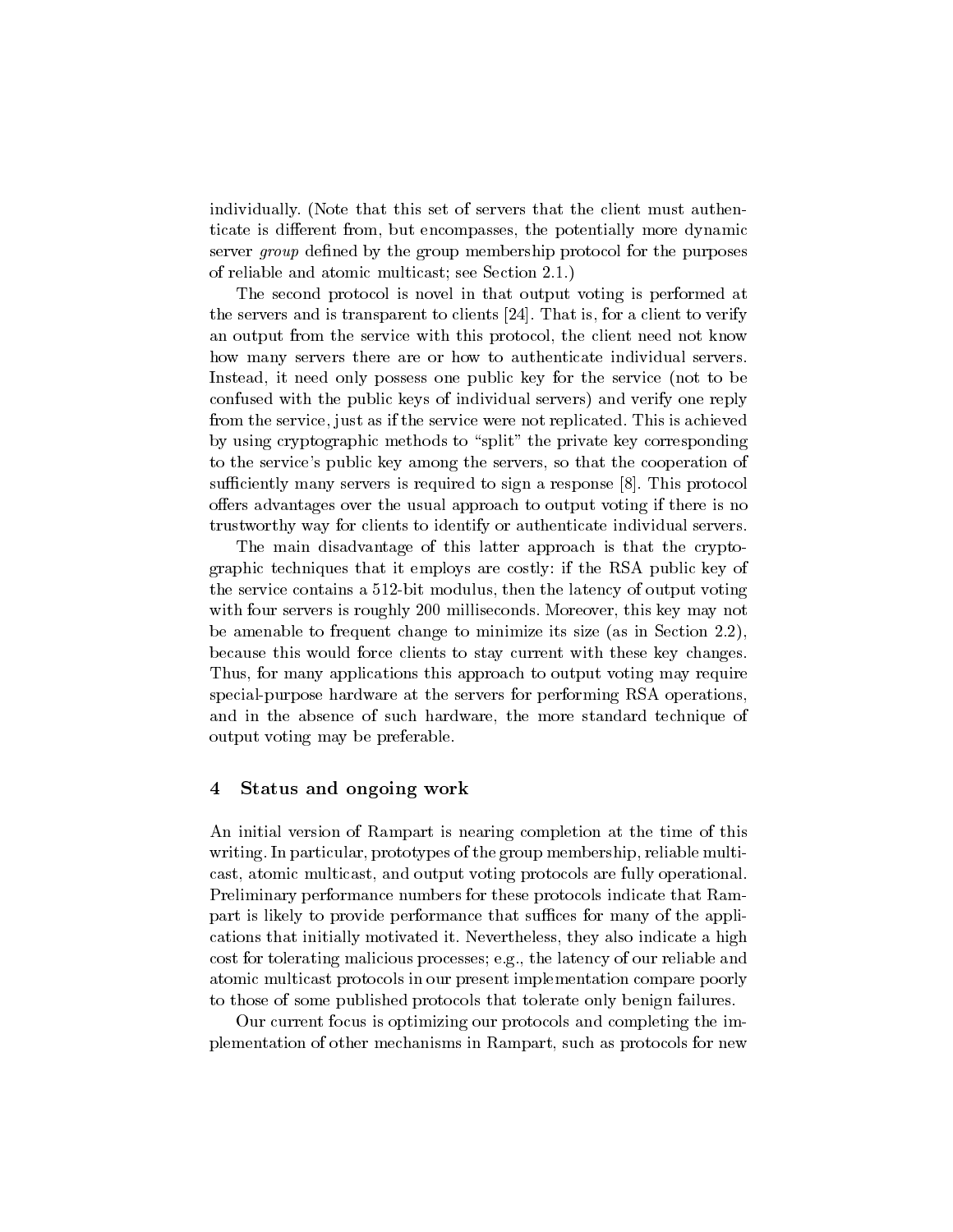individually. (Note that this set of servers that the client must authenticate is different from, but encompasses, the potentially more dynamic server *group* defined by the group membership protocol for the purposes of reliable and atomic multicast; see Section 2.1.)

The second protocol is novel in that output voting is performed at the servers and is transparent to clients [24]. That is, for a client to verify an output from the service with this protocol, the client need not know how many servers there are or how to authenticate individual servers. Instead, it need only possess one public key for the service (not to be confused with the public keys of individual servers) and verify one reply from the service, just as if the service were not replicated. This is achieved by using cryptographic methods to "split" the private key corresponding to the service's public key among the servers, so that the cooperation of sufficiently many servers is required to sign a response [8]. This protocol offers advantages over the usual approach to output voting if there is no trustworthy way for clients to identify or authenticate individual servers.

The main disadvantage of this latter approach is that the cryptographic techniques that it employs are costly: if the RSA public key of the service contains a 512-bit modulus, then the latency of output voting with four servers is roughly 200 milliseconds. Moreover, this key may not be amenable to frequent change to minimize its size (as in Section 2.2), because this would force clients to stay current with these key changes. Thus, for many applications this approach to output voting may require special-purpose hardware at the servers for performing RSA operations, and in the absence of such hardware, the more standard technique of output voting may be preferable.

## 4 Status and ongoing work

An initial version of Rampart is nearing completion at the time of this writing. In particular, prototypes of the group membership, reliable multicast, atomic multicast, and output voting protocols are fully operational. Preliminary performance numbers for these protocols indicate that Rampart is likely to provide performance that suffices for many of the applications that initially motivated it. Nevertheless, they also indicate a high cost for tolerating malicious processes; e.g., the latency of our reliable and atomic multicast protocols in our present implementation compare poorly to those of some published protocols that tolerate only benign failures.

Our current focus is optimizing our protocols and completing the implementation of other mechanisms in Rampart, such as protocols for new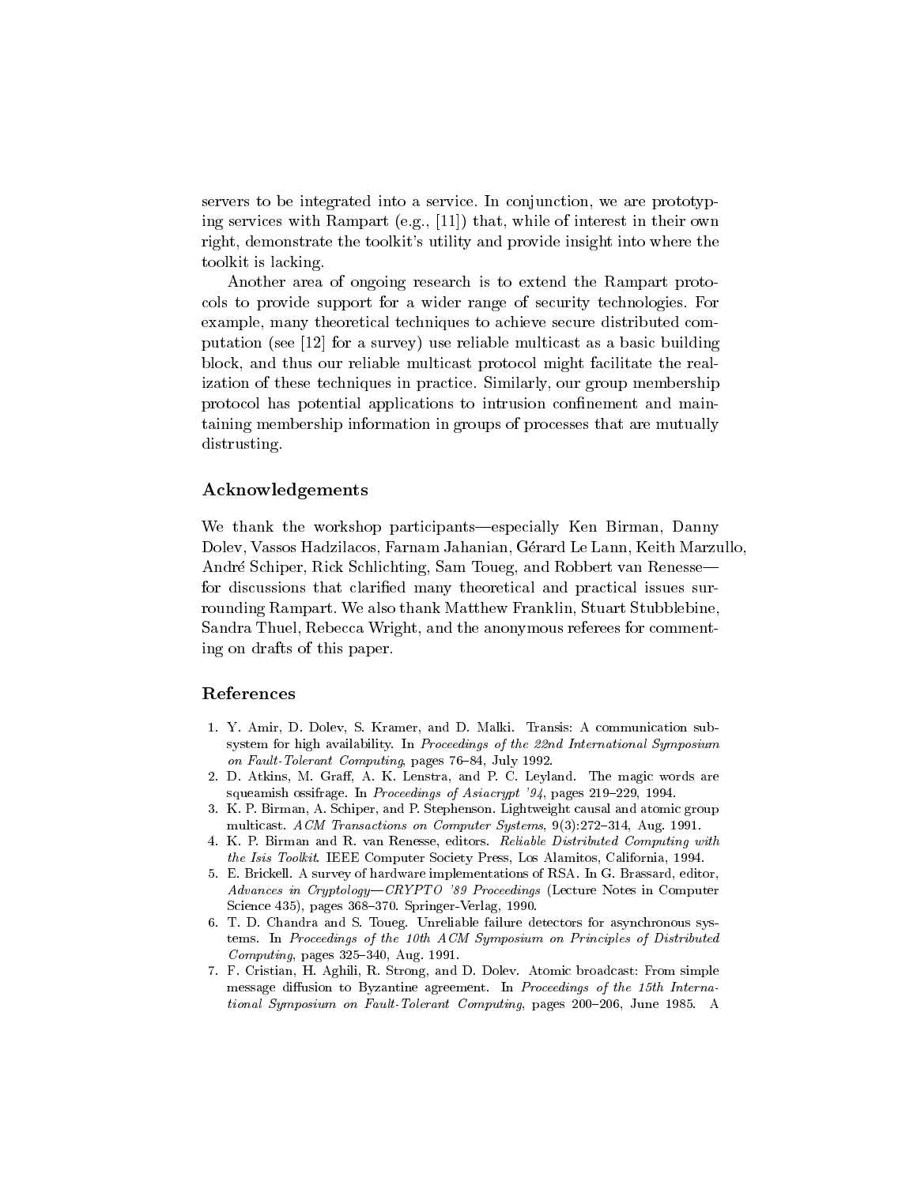servers to be integrated into a service. In conjunction, we are prototyping services with Rampart (e.g., [11]) that, while of interest in their own right, demonstrate the toolkit's utility and provide insight into where the toolkit is lacking.

Another area of ongoing research is to extend the Rampart protocols to provide support for a wider range of security technologies. For example, many theoretical techniques to achieve secure distributed computation (see [12] for a survey) use reliable multicast as a basic building block, and thus our reliable multicast protocol might facilitate the realization of these techniques in practice. Similarly, our group membership protocol has potential applications to intrusion confinement and maintaining membership information in groups of processes that are mutually distrusting.

## Acknowledgements

We thank the workshop participants—especially Ken Birman, Danny Dolev, Vassos Hadzilacos, Farnam Jahanian, Gérard Le Lann, Keith Marzullo, André Schiper, Rick Schlichting, Sam Toueg, and Robbert van Renesse—for discussions that clarified many theoretical and practical issues surrounding Rampart. We also thank Matthew Franklin, Stuart Stubblebine, Sandra Thuel, Rebecca Wright, and the anonymous referees for commenting on drafts of this paper.

## References

1. Y. Amir, D. Dolev, S. Kramer, and D. Malki. Transis: A communication subsystem for high availability. In *Proceedings of the 22nd International Symposium on Fault-Tolerant Computing*, pages 76–84, July 1992.
2. D. Atkins, M. Graff, A. K. Lenstra, and P. C. Leyland. The magic words are squeamish ossifrage. In *Proceedings of Asiacrypt '94*, pages 219–229, 1994.
3. K. P. Birman, A. Schiper, and P. Stephenson. Lightweight causal and atomic group multicast. *ACM Transactions on Computer Systems*, 9(3):272–314, Aug. 1991.
4. K. P. Birman and R. van Renesse, editors. *Reliable Distributed Computing with the Isis Toolkit*. IEEE Computer Society Press, Los Alamitos, California, 1994.
5. E. Brickell. A survey of hardware implementations of RSA. In G. Brassard, editor, *Advances in Cryptology—CRYPTO '89 Proceedings* (Lecture Notes in Computer Science 435), pages 368–370. Springer-Verlag, 1990.
6. T. D. Chandra and S. Toueg. Unreliable failure detectors for asynchronous systems. In *Proceedings of the 10th ACM Symposium on Principles of Distributed Computing*, pages 325–340, Aug. 1991.
7. F. Cristian, H. Aghili, R. Strong, and D. Dolev. Atomic broadcast: From simple message diffusion to Byzantine agreement. In *Proceedings of the 15th International Symposium on Fault-Tolerant Computing*, pages 200–206, June 1985. A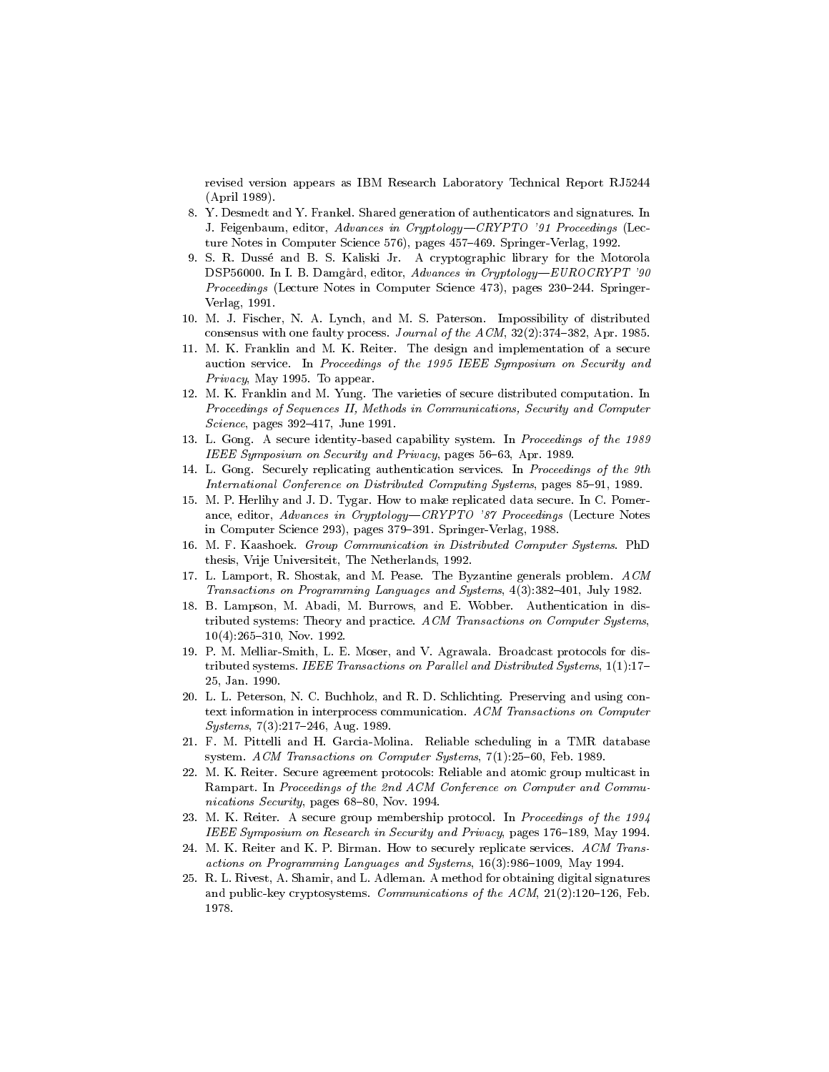revised version appears as IBM Research Laboratory Technical Report RJ5244 (April 1989).

8. Y. Desmedt and Y. Frankel. Shared generation of authenticators and signatures. In J. Feigenbaum, editor, *Advances in Cryptology—CRYPTO '91 Proceedings* (Lecture Notes in Computer Science 576), pages 457–469. Springer-Verlag, 1992.
9. S. R. Dussé and B. S. Kaliski Jr. A cryptographic library for the Motorola DSP56000. In I. B. Damgård, editor, *Advances in Cryptology—EUROCRYPT '90 Proceedings* (Lecture Notes in Computer Science 473), pages 230–244. Springer-Verlag, 1991.
10. M. J. Fischer, N. A. Lynch, and M. S. Paterson. Impossibility of distributed consensus with one faulty process. *Journal of the ACM*, 32(2):374–382, Apr. 1985.
11. M. K. Franklin and M. K. Reiter. The design and implementation of a secure auction service. In *Proceedings of the 1995 IEEE Symposium on Security and Privacy*, May 1995. To appear.
12. M. K. Franklin and M. Yung. The varieties of secure distributed computation. In *Proceedings of Sequences II, Methods in Communications, Security and Computer Science*, pages 392–417, June 1991.
13. L. Gong. A secure identity-based capability system. In *Proceedings of the 1989 IEEE Symposium on Security and Privacy*, pages 56–63, Apr. 1989.
14. L. Gong. Securely replicating authentication services. In *Proceedings of the 9th International Conference on Distributed Computing Systems*, pages 85–91, 1989.
15. M. P. Herlihy and J. D. Tygar. How to make replicated data secure. In C. Pomerance, editor, *Advances in Cryptology—CRYPTO '87 Proceedings* (Lecture Notes in Computer Science 293), pages 379–391. Springer-Verlag, 1988.
16. M. F. Kaashoek. *Group Communication in Distributed Computer Systems*. PhD thesis, Vrije Universiteit, The Netherlands, 1992.
17. L. Lamport, R. Shostak, and M. Pease. The Byzantine generals problem. *ACM Transactions on Programming Languages and Systems*, 4(3):382–401, July 1982.
18. B. Lampson, M. Abadi, M. Burrows, and E. Wobber. Authentication in distributed systems: Theory and practice. *ACM Transactions on Computer Systems*, 10(4):265–310, Nov. 1992.
19. P. M. Melliar-Smith, L. E. Moser, and V. Agrawala. Broadcast protocols for distributed systems. *IEEE Transactions on Parallel and Distributed Systems*, 1(1):17–25, Jan. 1990.
20. L. L. Peterson, N. C. Buchholz, and R. D. Schlichting. Preserving and using context information in interprocess communication. *ACM Transactions on Computer Systems*, 7(3):217–246, Aug. 1989.
21. F. M. Pittelli and H. Garcia-Molina. Reliable scheduling in a TMR database system. *ACM Transactions on Computer Systems*, 7(1):25–60, Feb. 1989.
22. M. K. Reiter. Secure agreement protocols: Reliable and atomic group multicast in Rampart. In *Proceedings of the 2nd ACM Conference on Computer and Communications Security*, pages 68–80, Nov. 1994.
23. M. K. Reiter. A secure group membership protocol. In *Proceedings of the 1994 IEEE Symposium on Research in Security and Privacy*, pages 176–189, May 1994.
24. M. K. Reiter and K. P. Birman. How to securely replicate services. *ACM Transactions on Programming Languages and Systems*, 16(3):986–1009, May 1994.
25. R. L. Rivest, A. Shamir, and L. Adleman. A method for obtaining digital signatures and public-key cryptosystems. *Communications of the ACM*, 21(2):120–126, Feb. 1978.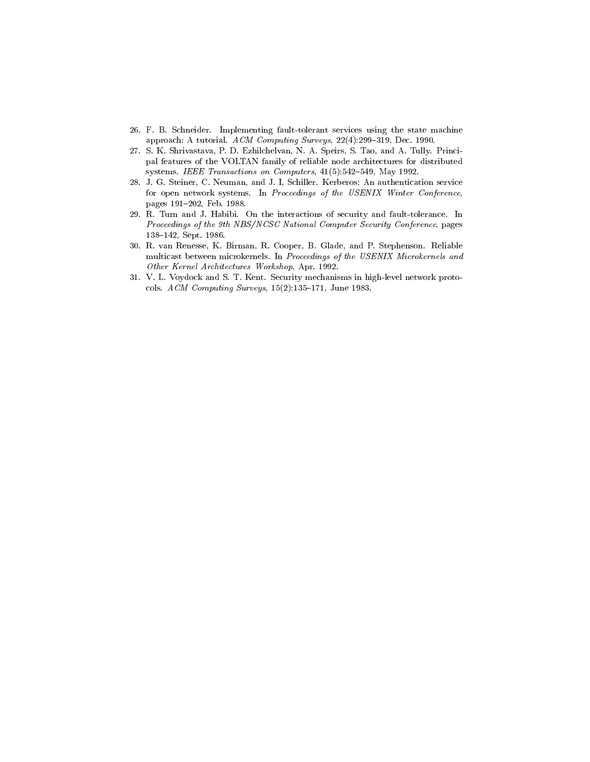26. F. B. Schneider. Implementing fault-tolerant services using the state machine approach: A tutorial. *ACM Computing Surveys*, 22(4):299–319, Dec. 1990.
27. S. K. Shrivastava, P. D. Ezhilchelvan, N. A. Speirs, S. Tao, and A. Tully. Principal features of the VOLTAN family of reliable node architectures for distributed systems. *IEEE Transactions on Computers*, 41(5):542–549, May 1992.
28. J. G. Steiner, C. Neuman, and J. I. Schiller. Kerberos: An authentication service for open network systems. In *Proceedings of the USENIX Winter Conference*, pages 191–202, Feb. 1988.
29. R. Turn and J. Habibi. On the interactions of security and fault-tolerance. In *Proceedings of the 9th NBS/NCSC National Computer Security Conference*, pages 138–142, Sept. 1986.
30. R. van Renesse, K. Birman, R. Cooper, B. Glade, and P. Stephenson. Reliable multicast between microkernels. In *Proceedings of the USENIX Microkernels and Other Kernel Architectures Workshop*, Apr. 1992.
31. V. L. Voydock and S. T. Kent. Security mechanisms in high-level network protocols. *ACM Computing Surveys*, 15(2):135–171, June 1983.